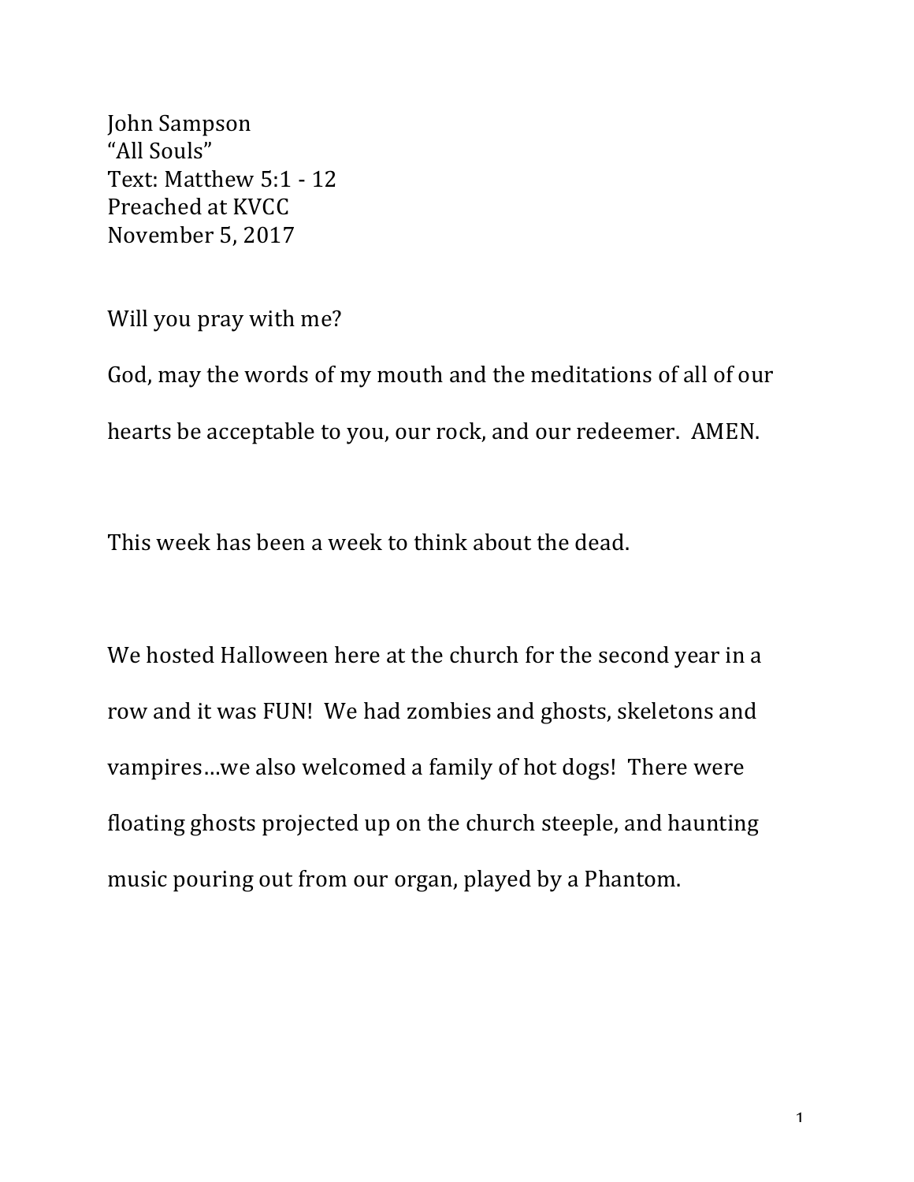John Sampson  
"All Souls"  
Text: Matthew 5:1 - 12  
Preached at KVCC  
November 5, 2017

Will you pray with me?

God, may the words of my mouth and the meditations of all of our hearts be acceptable to you, our rock, and our redeemer. AMEN.

This week has been a week to think about the dead.

We hosted Halloween here at the church for the second year in a row and it was FUN! We had zombies and ghosts, skeletons and vampires…we also welcomed a family of hot dogs! There were floating ghosts projected up on the church steeple, and haunting music pouring out from our organ, played by a Phantom.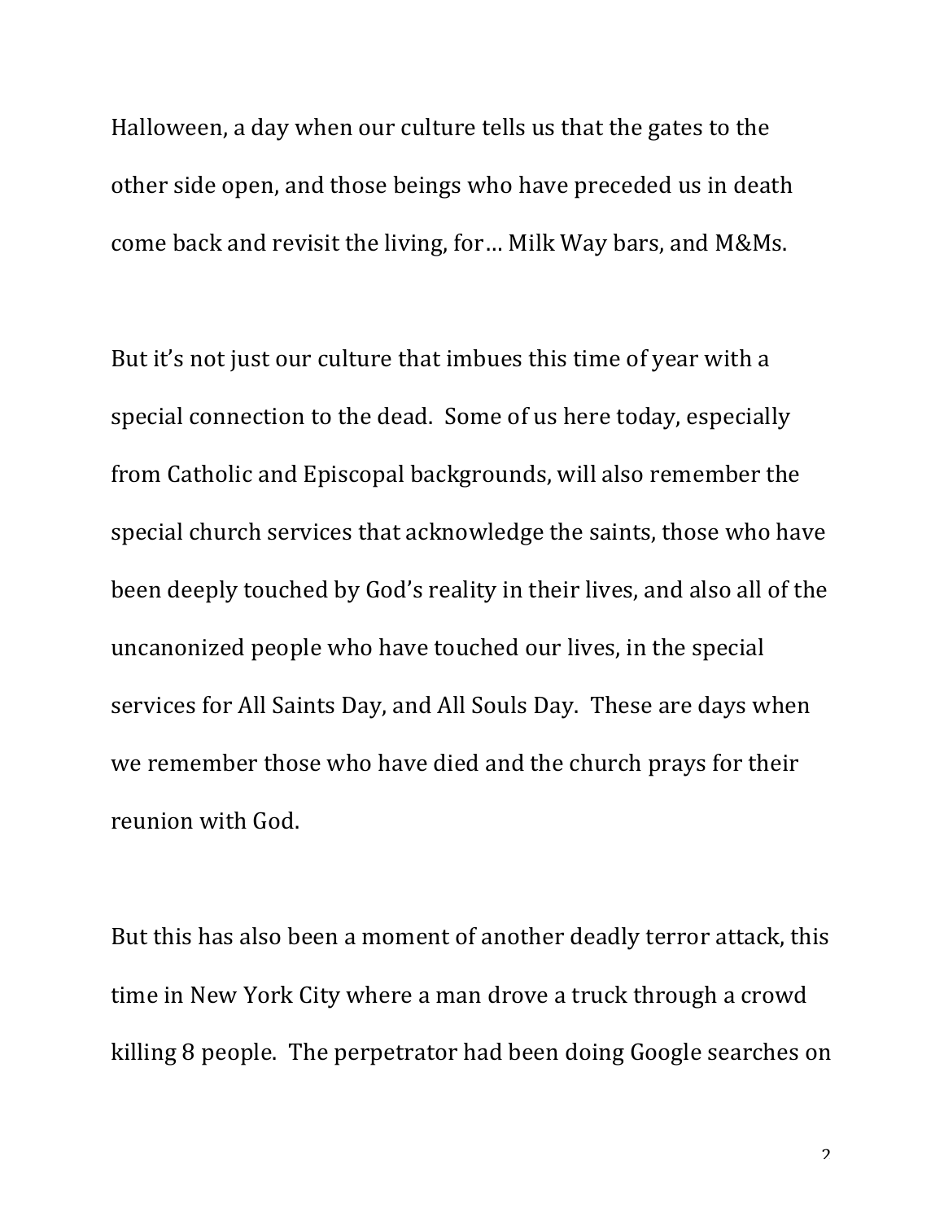Halloween, a day when our culture tells us that the gates to the other side open, and those beings who have preceded us in death come back and revisit the living, for… Milk Way bars, and M&Ms.

But it's not just our culture that imbues this time of year with a special connection to the dead. Some of us here today, especially from Catholic and Episcopal backgrounds, will also remember the special church services that acknowledge the saints, those who have been deeply touched by God's reality in their lives, and also all of the uncanonized people who have touched our lives, in the special services for All Saints Day, and All Souls Day. These are days when we remember those who have died and the church prays for their reunion with God.

But this has also been a moment of another deadly terror attack, this time in New York City where a man drove a truck through a crowd killing 8 people. The perpetrator had been doing Google searches on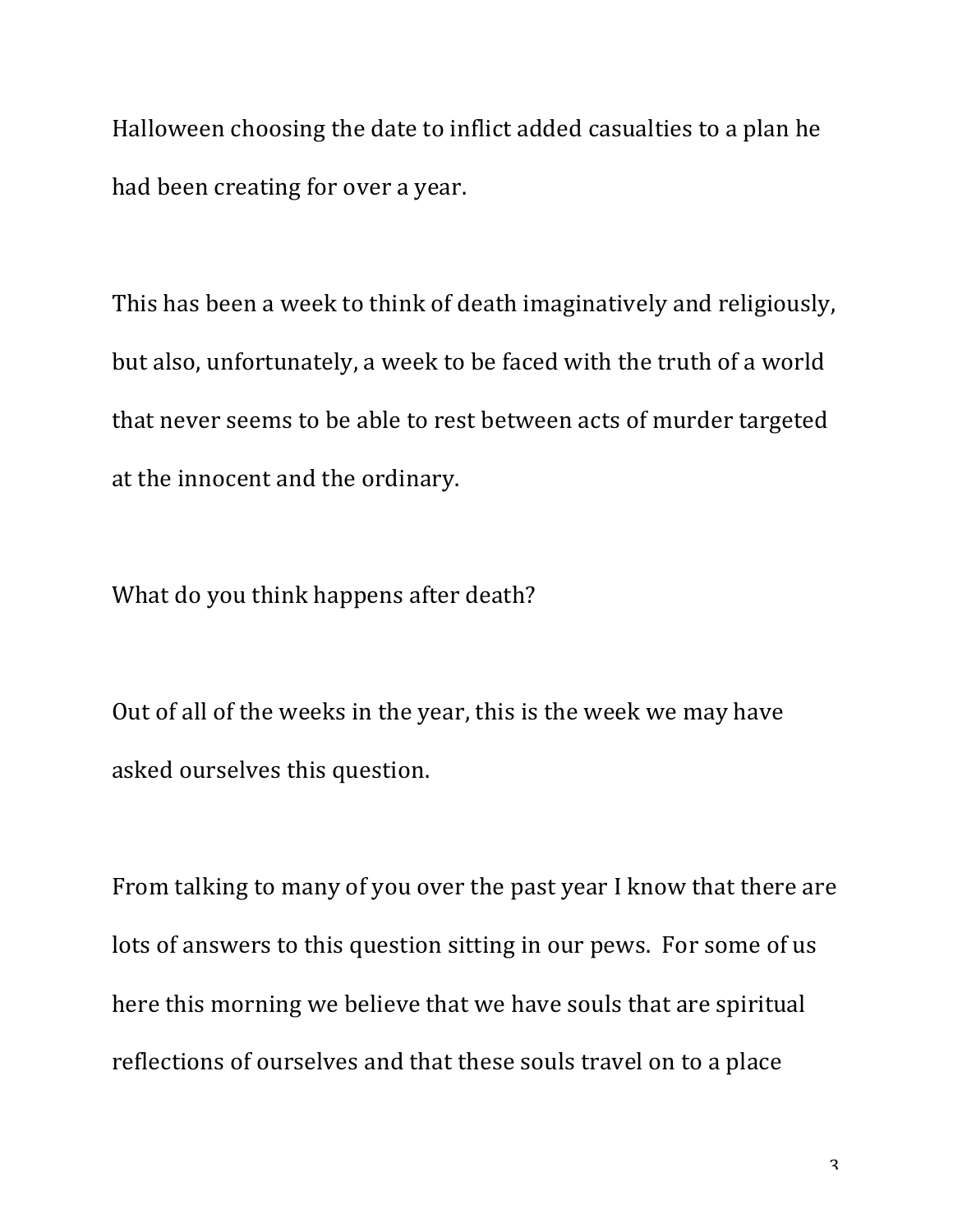Halloween choosing the date to inflict added casualties to a plan he had been creating for over a year.

This has been a week to think of death imaginatively and religiously, but also, unfortunately, a week to be faced with the truth of a world that never seems to be able to rest between acts of murder targeted at the innocent and the ordinary.

What do you think happens after death?

Out of all of the weeks in the year, this is the week we may have asked ourselves this question.

From talking to many of you over the past year I know that there are lots of answers to this question sitting in our pews. For some of us here this morning we believe that we have souls that are spiritual reflections of ourselves and that these souls travel on to a place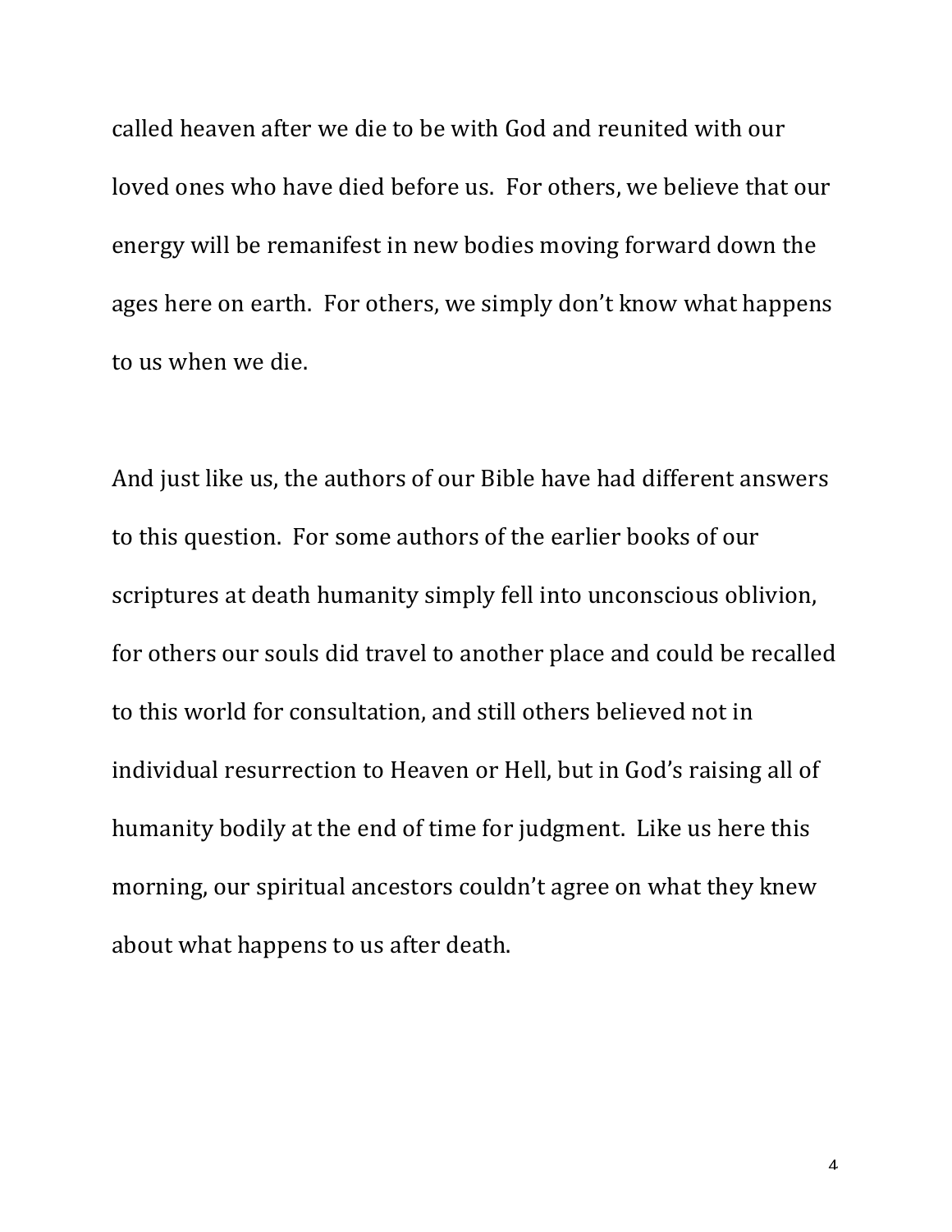called heaven after we die to be with God and reunited with our loved ones who have died before us. For others, we believe that our energy will be remanifest in new bodies moving forward down the ages here on earth. For others, we simply don't know what happens to us when we die.

And just like us, the authors of our Bible have had different answers to this question. For some authors of the earlier books of our scriptures at death humanity simply fell into unconscious oblivion, for others our souls did travel to another place and could be recalled to this world for consultation, and still others believed not in individual resurrection to Heaven or Hell, but in God's raising all of humanity bodily at the end of time for judgment. Like us here this morning, our spiritual ancestors couldn't agree on what they knew about what happens to us after death.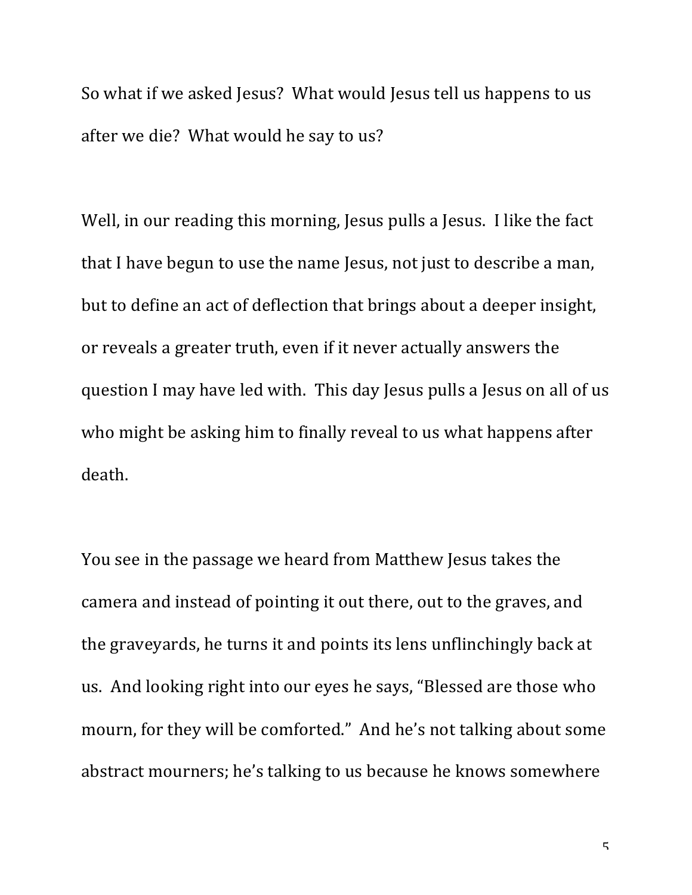So what if we asked Jesus? What would Jesus tell us happens to us after we die? What would he say to us?

Well, in our reading this morning, Jesus pulls a Jesus. I like the fact that I have begun to use the name Jesus, not just to describe a man, but to define an act of deflection that brings about a deeper insight, or reveals a greater truth, even if it never actually answers the question I may have led with. This day Jesus pulls a Jesus on all of us who might be asking him to finally reveal to us what happens after death.

You see in the passage we heard from Matthew Jesus takes the camera and instead of pointing it out there, out to the graves, and the graveyards, he turns it and points its lens unflinchingly back at us. And looking right into our eyes he says, "Blessed are those who mourn, for they will be comforted." And he's not talking about some abstract mourners; he's talking to us because he knows somewhere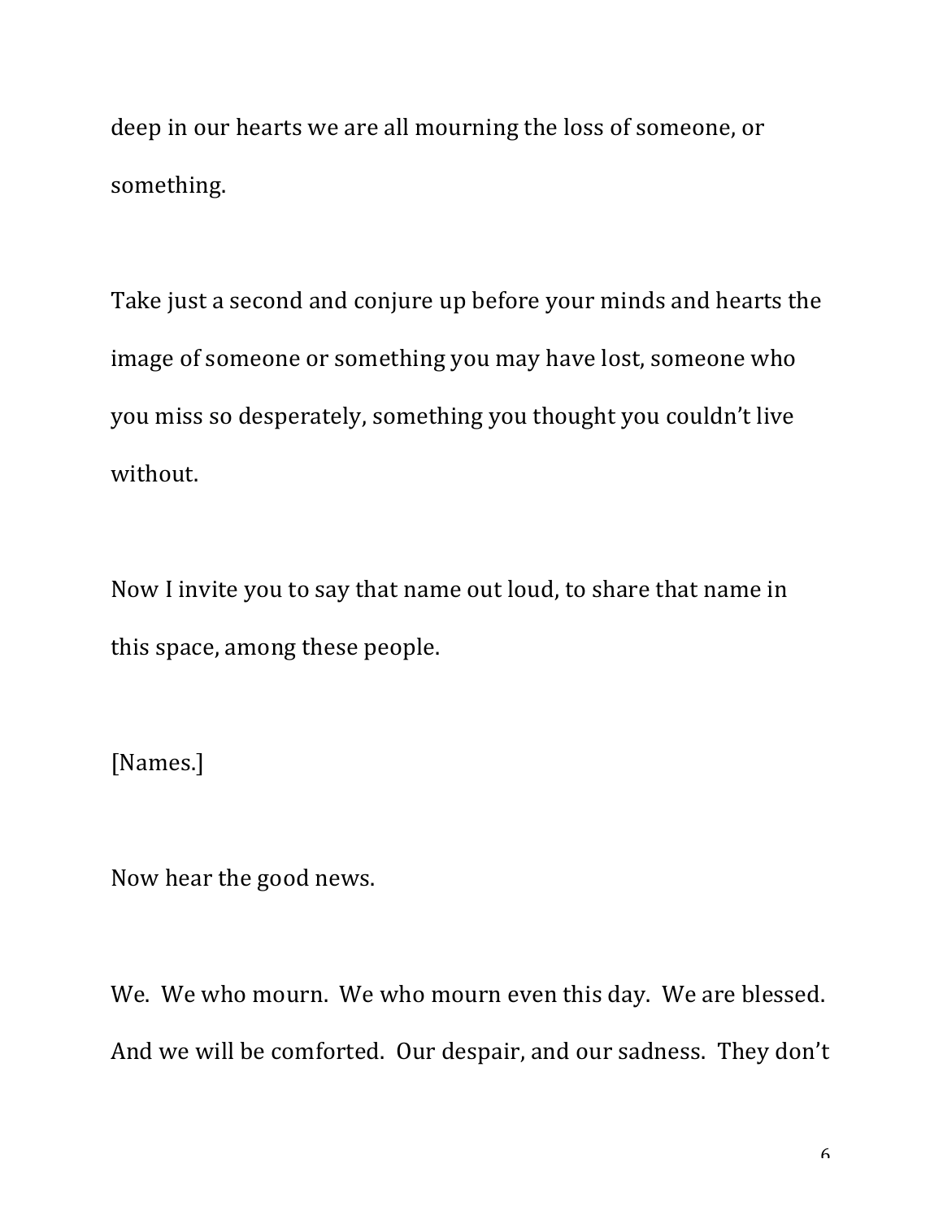deep in our hearts we are all mourning the loss of someone, or something.

Take just a second and conjure up before your minds and hearts the image of someone or something you may have lost, someone who you miss so desperately, something you thought you couldn't live without.

Now I invite you to say that name out loud, to share that name in this space, among these people.

[Names.]

Now hear the good news.

We. We who mourn. We who mourn even this day. We are blessed. And we will be comforted. Our despair, and our sadness. They don't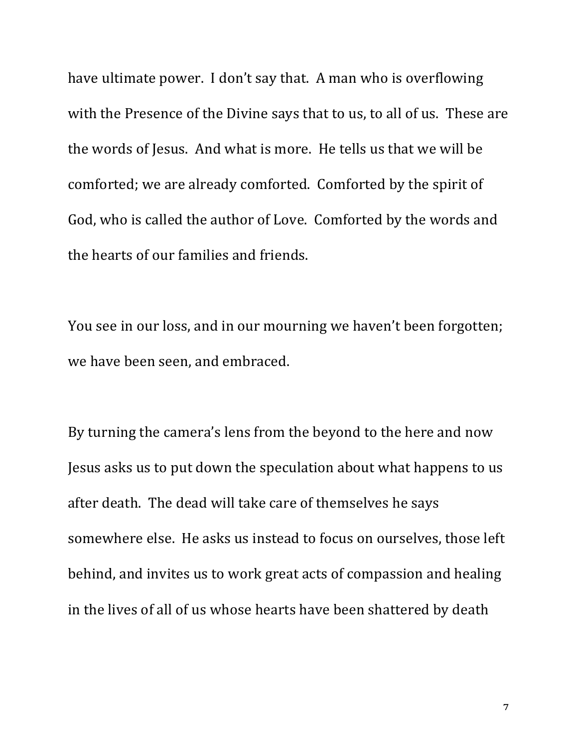have ultimate power. I don't say that. A man who is overflowing with the Presence of the Divine says that to us, to all of us. These are the words of Jesus. And what is more. He tells us that we will be comforted; we are already comforted. Comforted by the spirit of God, who is called the author of Love. Comforted by the words and the hearts of our families and friends.

You see in our loss, and in our mourning we haven't been forgotten; we have been seen, and embraced.

By turning the camera's lens from the beyond to the here and now Jesus asks us to put down the speculation about what happens to us after death. The dead will take care of themselves he says somewhere else. He asks us instead to focus on ourselves, those left behind, and invites us to work great acts of compassion and healing in the lives of all of us whose hearts have been shattered by death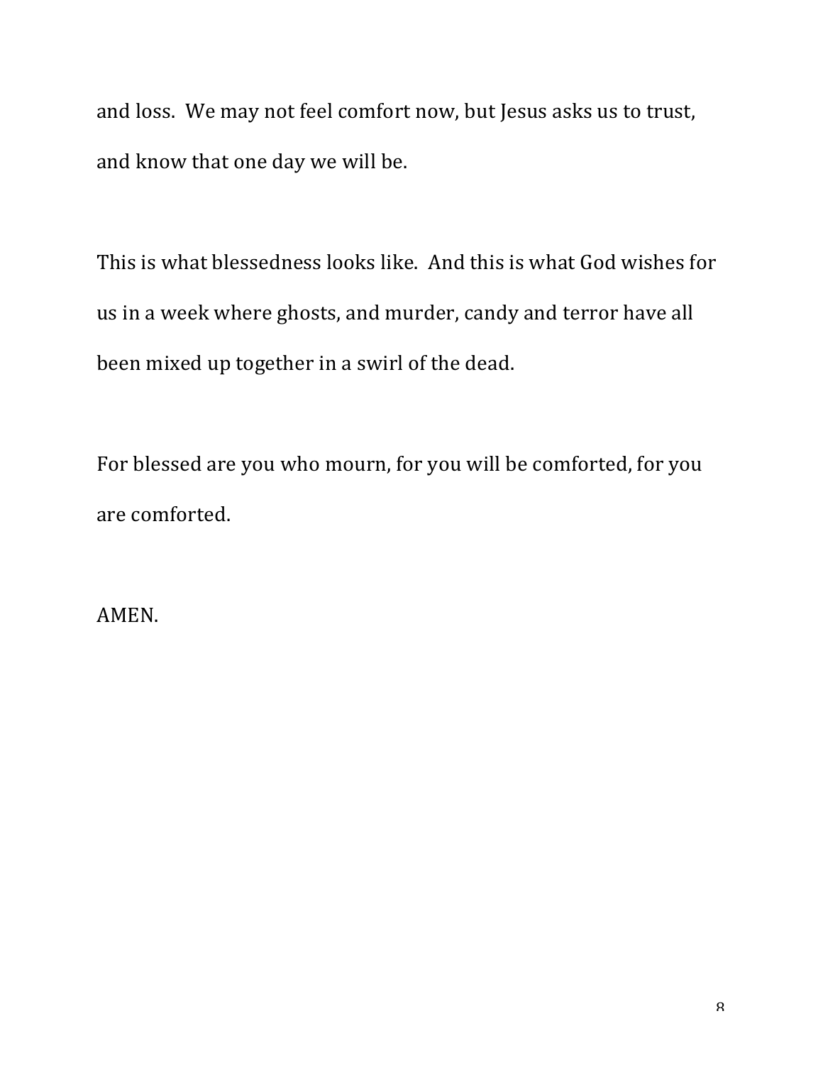and loss. We may not feel comfort now, but Jesus asks us to trust, and know that one day we will be.

This is what blessedness looks like. And this is what God wishes for us in a week where ghosts, and murder, candy and terror have all been mixed up together in a swirl of the dead.

For blessed are you who mourn, for you will be comforted, for you are comforted.

AMEN.